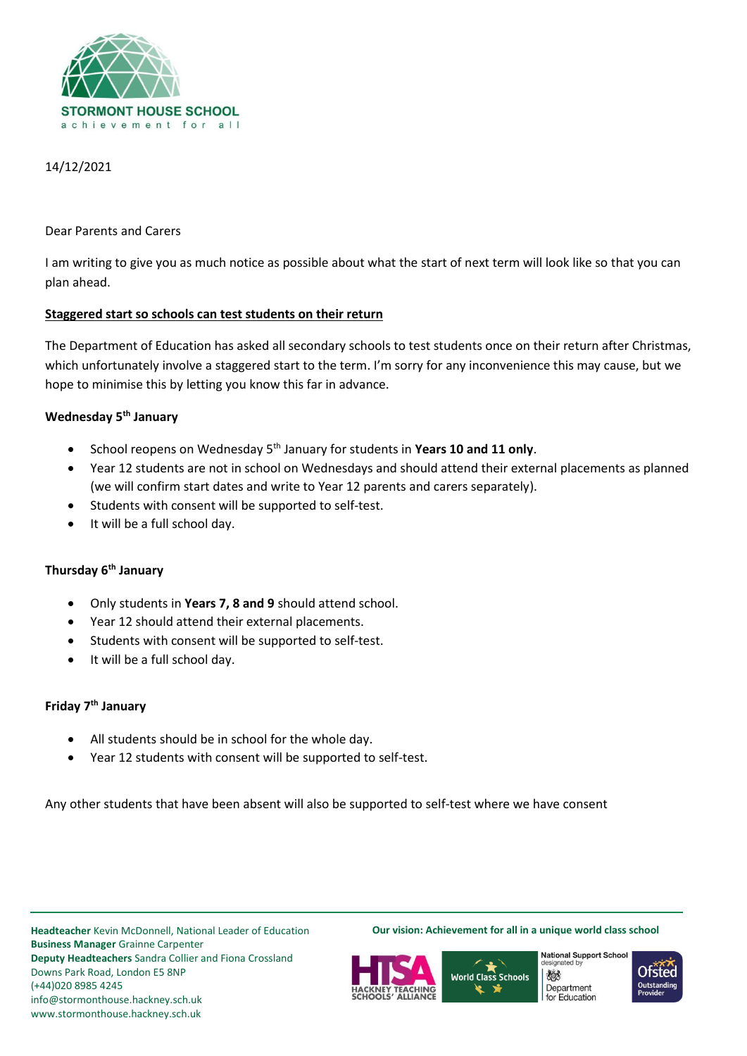**STORMONT HOUSE SCHOOL**
achievement for all

14/12/2021

Dear Parents and Carers

I am writing to give you as much notice as possible about what the start of next term will look like so that you can plan ahead.

**Staggered start so schools can test students on their return**

The Department of Education has asked all secondary schools to test students once on their return after Christmas, which unfortunately involve a staggered start to the term. I'm sorry for any inconvenience this may cause, but we hope to minimise this by letting you know this far in advance.

**Wednesday 5th January**

- School reopens on Wednesday 5th January for students in **Years 10 and 11 only**.
- Year 12 students are not in school on Wednesdays and should attend their external placements as planned (we will confirm start dates and write to Year 12 parents and carers separately).
- Students with consent will be supported to self-test.
- It will be a full school day.

**Thursday 6th January**

- Only students in **Years 7, 8 and 9** should attend school.
- Year 12 should attend their external placements.
- Students with consent will be supported to self-test.
- It will be a full school day.

**Friday 7th January**

- All students should be in school for the whole day.
- Year 12 students with consent will be supported to self-test.

Any other students that have been absent will also be supported to self-test where we have consent

**Headteacher** Kevin McDonnell, National Leader of Education
**Business Manager** Grainne Carpenter
**Deputy Headteachers** Sandra Collier and Fiona Crossland
Downs Park Road, London E5 8NP
(+44)020 8985 4245
info@stormonthouse.hackney.sch.uk
www.stormonthouse.hackney.sch.uk

**Our vision: Achievement for all in a unique world class school**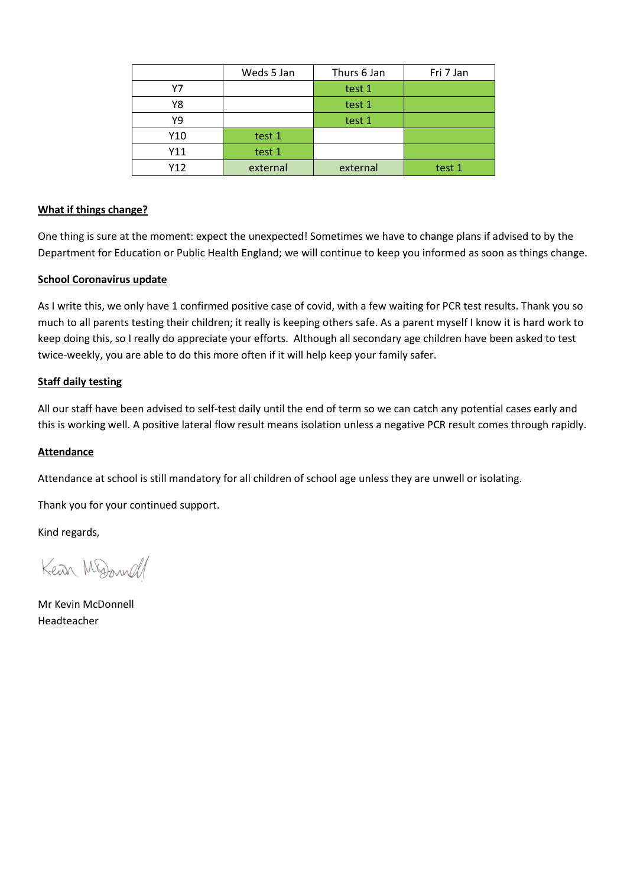| | Weds 5 Jan | Thurs 6 Jan | Fri 7 Jan |
|---|---|---|---|
| Y7 | | test 1 | |
| Y8 | | test 1 | |
| Y9 | | test 1 | |
| Y10 | test 1 | | |
| Y11 | test 1 | | |
| Y12 | external | external | test 1 |

**What if things change?**

One thing is sure at the moment: expect the unexpected! Sometimes we have to change plans if advised to by the Department for Education or Public Health England; we will continue to keep you informed as soon as things change.

**School Coronavirus update**

As I write this, we only have 1 confirmed positive case of covid, with a few waiting for PCR test results. Thank you so much to all parents testing their children; it really is keeping others safe. As a parent myself I know it is hard work to keep doing this, so I really do appreciate your efforts. Although all secondary age children have been asked to test twice-weekly, you are able to do this more often if it will help keep your family safer.

**Staff daily testing**

All our staff have been advised to self-test daily until the end of term so we can catch any potential cases early and this is working well. A positive lateral flow result means isolation unless a negative PCR result comes through rapidly.

**Attendance**

Attendance at school is still mandatory for all children of school age unless they are unwell or isolating.

Thank you for your continued support.

Kind regards,

Kevin McDonnell

Mr Kevin McDonnell
Headteacher